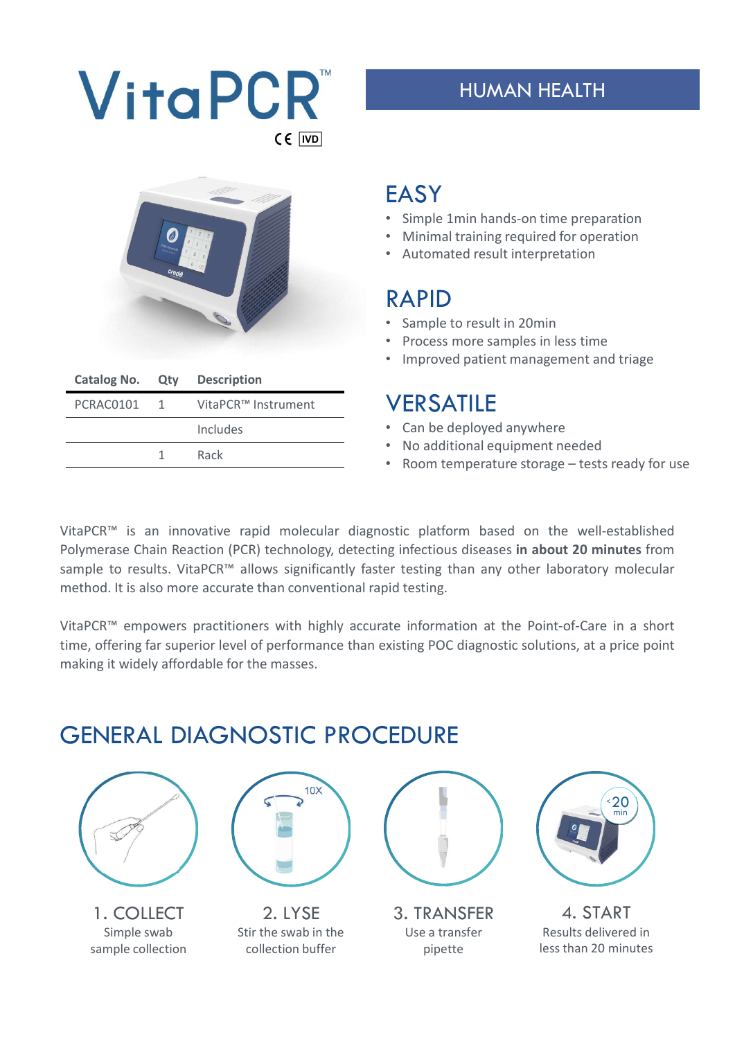# VitaPCR™

CE IVD

## HUMAN HEALTH

| Catalog No. | Qty | Description |
| --- | --- | --- |
| PCRAC0101 | 1 | VitaPCR™ Instrument |
| | | Includes |
| | 1 | Rack |

## EASY

- Simple 1min hands-on time preparation
- Minimal training required for operation
- Automated result interpretation

## RAPID

- Sample to result in 20min
- Process more samples in less time
- Improved patient management and triage

## VERSATILE

- Can be deployed anywhere
- No additional equipment needed
- Room temperature storage – tests ready for use

VitaPCR™ is an innovative rapid molecular diagnostic platform based on the well-established Polymerase Chain Reaction (PCR) technology, detecting infectious diseases **in about 20 minutes** from sample to results. VitaPCR™ allows significantly faster testing than any other laboratory molecular method. It is also more accurate than conventional rapid testing.

VitaPCR™ empowers practitioners with highly accurate information at the Point-of-Care in a short time, offering far superior level of performance than existing POC diagnostic solutions, at a price point making it widely affordable for the masses.

## GENERAL DIAGNOSTIC PROCEDURE

**1. COLLECT**
Simple swab sample collection

**2. LYSE**
Stir the swab in the collection buffer

**3. TRANSFER**
Use a transfer pipette

**4. START**
Results delivered in less than 20 minutes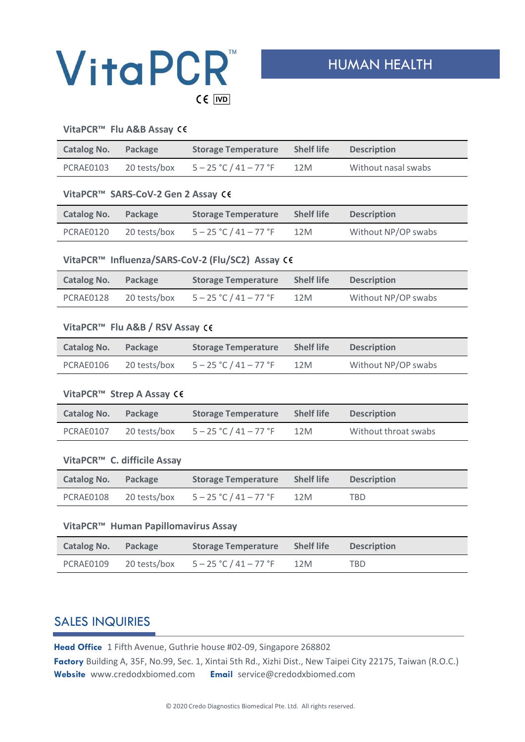# VitaPCR™ CE IVD

## HUMAN HEALTH

### VitaPCR™ Flu A&B Assay CE

| Catalog No. | Package | Storage Temperature | Shelf life | Description |
|---|---|---|---|---|
| PCRAE0103 | 20 tests/box | 5 – 25 °C / 41 – 77 °F | 12M | Without nasal swabs |

### VitaPCR™ SARS-CoV-2 Gen 2 Assay CE

| Catalog No. | Package | Storage Temperature | Shelf life | Description |
|---|---|---|---|---|
| PCRAE0120 | 20 tests/box | 5 – 25 °C / 41 – 77 °F | 12M | Without NP/OP swabs |

### VitaPCR™ Influenza/SARS-CoV-2 (Flu/SC2) Assay CE

| Catalog No. | Package | Storage Temperature | Shelf life | Description |
|---|---|---|---|---|
| PCRAE0128 | 20 tests/box | 5 – 25 °C / 41 – 77 °F | 12M | Without NP/OP swabs |

### VitaPCR™ Flu A&B / RSV Assay CE

| Catalog No. | Package | Storage Temperature | Shelf life | Description |
|---|---|---|---|---|
| PCRAE0106 | 20 tests/box | 5 – 25 °C / 41 – 77 °F | 12M | Without NP/OP swabs |

### VitaPCR™ Strep A Assay CE

| Catalog No. | Package | Storage Temperature | Shelf life | Description |
|---|---|---|---|---|
| PCRAE0107 | 20 tests/box | 5 – 25 °C / 41 – 77 °F | 12M | Without throat swabs |

### VitaPCR™ C. difficile Assay

| Catalog No. | Package | Storage Temperature | Shelf life | Description |
|---|---|---|---|---|
| PCRAE0108 | 20 tests/box | 5 – 25 °C / 41 – 77 °F | 12M | TBD |

### VitaPCR™ Human Papillomavirus Assay

| Catalog No. | Package | Storage Temperature | Shelf life | Description |
|---|---|---|---|---|
| PCRAE0109 | 20 tests/box | 5 – 25 °C / 41 – 77 °F | 12M | TBD |

## SALES INQUIRIES

**Head Office** 1 Fifth Avenue, Guthrie house #02-09, Singapore 268802

**Factory** Building A, 35F, No.99, Sec. 1, Xintai 5th Rd., Xizhi Dist., New Taipei City 22175, Taiwan (R.O.C.)

**Website** www.credodxbiomed.com **Email** service@credodxbiomed.com

© 2020 Credo Diagnostics Biomedical Pte. Ltd. All rights reserved.